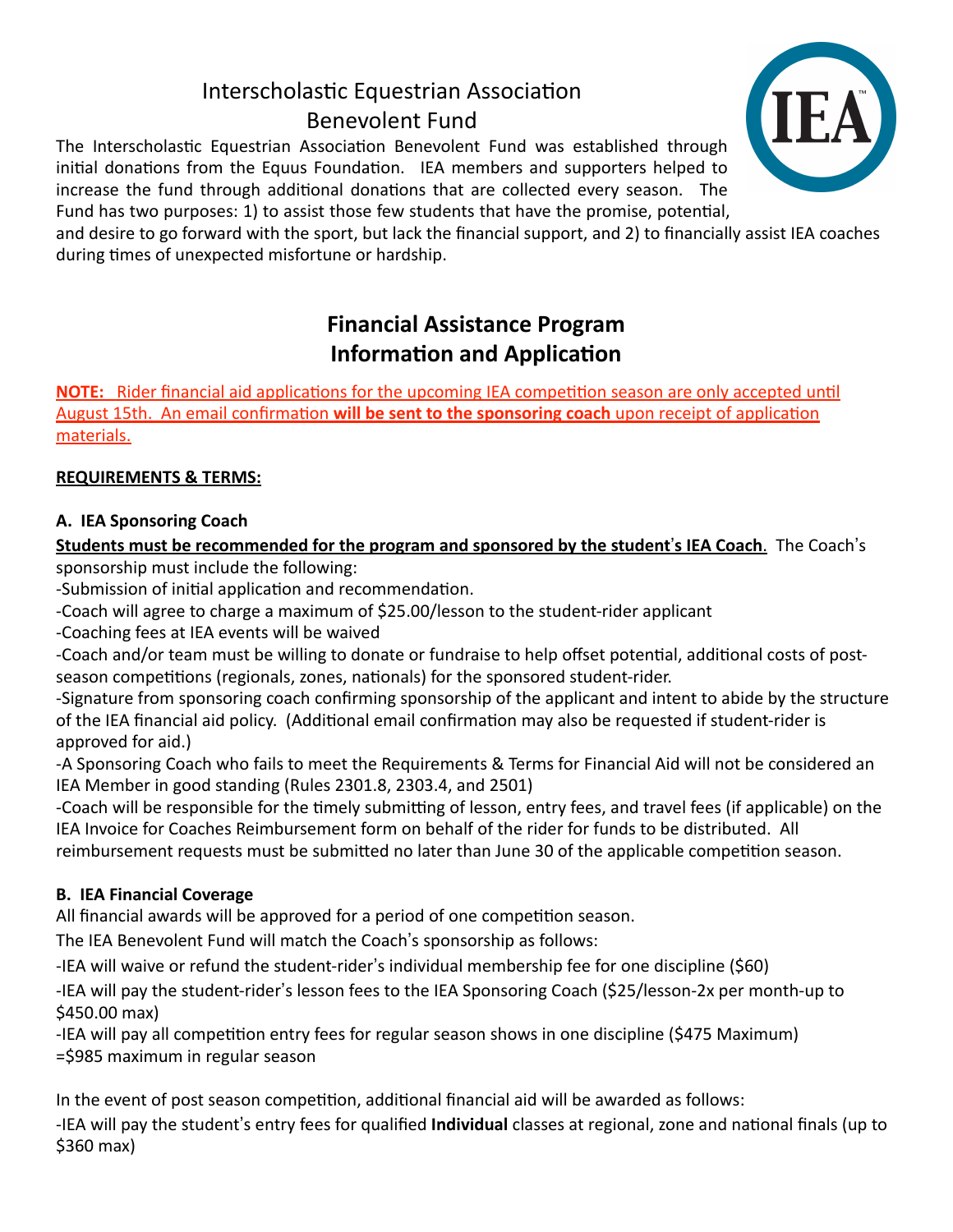# Interscholastic Equestrian Association Benevolent Fund

The Interscholastic Equestrian Association Benevolent Fund was established through initial donations from the Equus Foundation. IEA members and supporters helped to increase the fund through additional donations that are collected every season. The Fund has two purposes: 1) to assist those few students that have the promise, potential, and desire to go forward with the sport, but lack the financial support, and 2) to financially assist IEA coaches during times of unexpected misfortune or hardship.

## Financial Assistance Program Information and Application

**NOTE:** Rider financial aid applications for the upcoming IEA competition season are only accepted until August 15th. An email confirmation **will be sent to the sponsoring coach** upon receipt of application materials.

**REQUIREMENTS & TERMS:**

### A. IEA Sponsoring Coach

**Students must be recommended for the program and sponsored by the student's IEA Coach**. The Coach's sponsorship must include the following:

- Submission of initial application and recommendation.
- Coach will agree to charge a maximum of $25.00/lesson to the student-rider applicant
- Coaching fees at IEA events will be waived
- Coach and/or team must be willing to donate or fundraise to help offset potential, additional costs of post-season competitions (regionals, zones, nationals) for the sponsored student-rider.
- Signature from sponsoring coach confirming sponsorship of the applicant and intent to abide by the structure of the IEA financial aid policy. (Additional email confirmation may also be requested if student-rider is approved for aid.)
- A Sponsoring Coach who fails to meet the Requirements & Terms for Financial Aid will not be considered an IEA Member in good standing (Rules 2301.8, 2303.4, and 2501)
- Coach will be responsible for the timely submitting of lesson, entry fees, and travel fees (if applicable) on the IEA Invoice for Coaches Reimbursement form on behalf of the rider for funds to be distributed. All reimbursement requests must be submitted no later than June 30 of the applicable competition season.

### B. IEA Financial Coverage

All financial awards will be approved for a period of one competition season.

The IEA Benevolent Fund will match the Coach's sponsorship as follows:

- IEA will waive or refund the student-rider's individual membership fee for one discipline ($60)
- IEA will pay the student-rider's lesson fees to the IEA Sponsoring Coach ($25/lesson-2x per month-up to $450.00 max)
- IEA will pay all competition entry fees for regular season shows in one discipline ($475 Maximum)

=$985 maximum in regular season

In the event of post season competition, additional financial aid will be awarded as follows:

- IEA will pay the student's entry fees for qualified **Individual** classes at regional, zone and national finals (up to $360 max)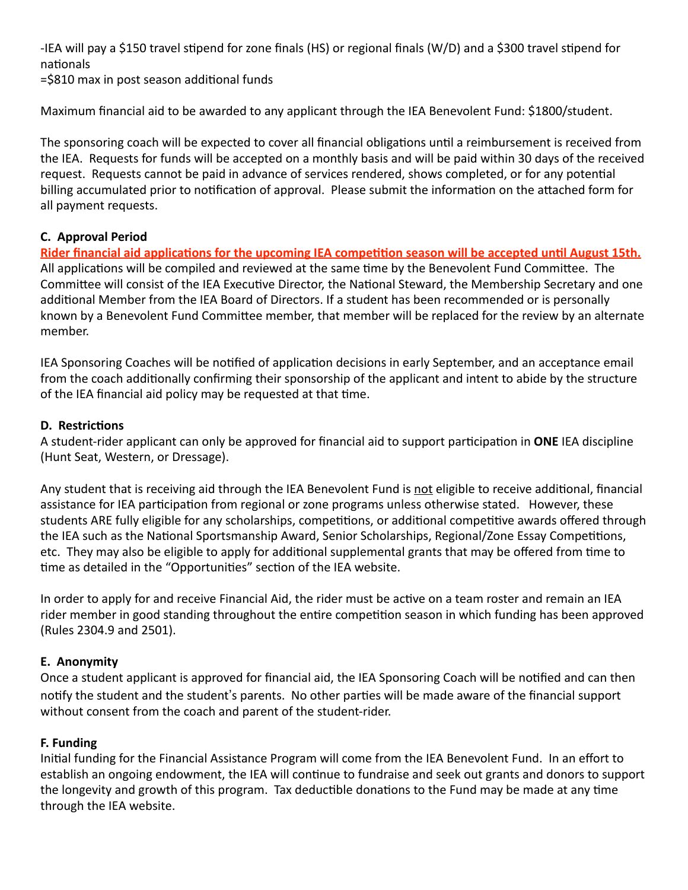-IEA will pay a $150 travel stipend for zone finals (HS) or regional finals (W/D) and a $300 travel stipend for nationals
=$810 max in post season additional funds

Maximum financial aid to be awarded to any applicant through the IEA Benevolent Fund: $1800/student.

The sponsoring coach will be expected to cover all financial obligations until a reimbursement is received from the IEA. Requests for funds will be accepted on a monthly basis and will be paid within 30 days of the received request. Requests cannot be paid in advance of services rendered, shows completed, or for any potential billing accumulated prior to notification of approval. Please submit the information on the attached form for all payment requests.

### C. Approval Period

<u>**Rider financial aid applications for the upcoming IEA competition season will be accepted until August 15th.**</u> All applications will be compiled and reviewed at the same time by the Benevolent Fund Committee. The Committee will consist of the IEA Executive Director, the National Steward, the Membership Secretary and one additional Member from the IEA Board of Directors. If a student has been recommended or is personally known by a Benevolent Fund Committee member, that member will be replaced for the review by an alternate member.

IEA Sponsoring Coaches will be notified of application decisions in early September, and an acceptance email from the coach additionally confirming their sponsorship of the applicant and intent to abide by the structure of the IEA financial aid policy may be requested at that time.

### D. Restrictions

A student-rider applicant can only be approved for financial aid to support participation in **ONE** IEA discipline (Hunt Seat, Western, or Dressage).

Any student that is receiving aid through the IEA Benevolent Fund is <u>not</u> eligible to receive additional, financial assistance for IEA participation from regional or zone programs unless otherwise stated. However, these students ARE fully eligible for any scholarships, competitions, or additional competitive awards offered through the IEA such as the National Sportsmanship Award, Senior Scholarships, Regional/Zone Essay Competitions, etc. They may also be eligible to apply for additional supplemental grants that may be offered from time to time as detailed in the "Opportunities" section of the IEA website.

In order to apply for and receive Financial Aid, the rider must be active on a team roster and remain an IEA rider member in good standing throughout the entire competition season in which funding has been approved (Rules 2304.9 and 2501).

### E. Anonymity

Once a student applicant is approved for financial aid, the IEA Sponsoring Coach will be notified and can then notify the student and the student's parents. No other parties will be made aware of the financial support without consent from the coach and parent of the student-rider.

### F. Funding

Initial funding for the Financial Assistance Program will come from the IEA Benevolent Fund. In an effort to establish an ongoing endowment, the IEA will continue to fundraise and seek out grants and donors to support the longevity and growth of this program. Tax deductible donations to the Fund may be made at any time through the IEA website.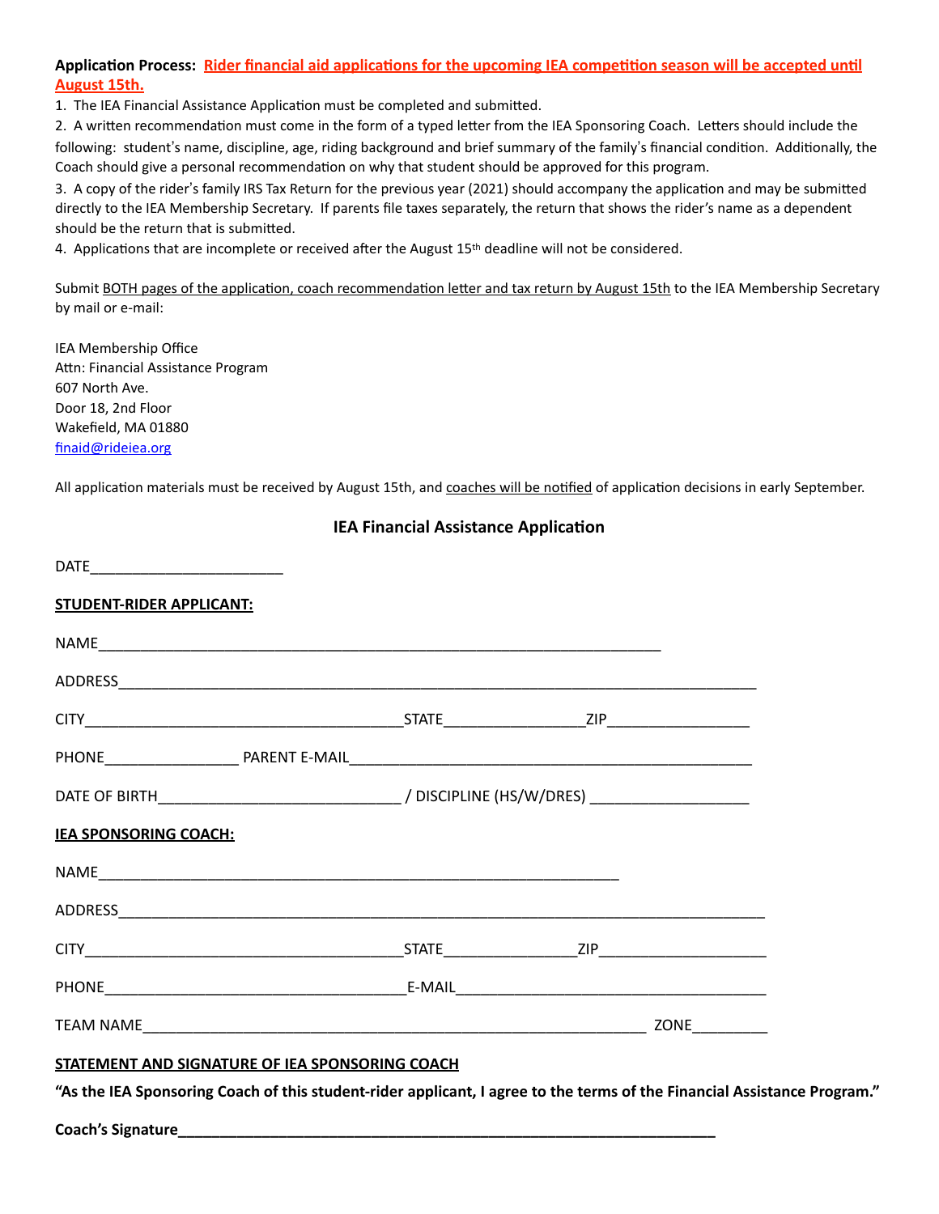**Application Process:** **Rider financial aid applications for the upcoming IEA competition season will be accepted until August 15th.**

1. The IEA Financial Assistance Application must be completed and submitted.
2. A written recommendation must come in the form of a typed letter from the IEA Sponsoring Coach. Letters should include the following: student's name, discipline, age, riding background and brief summary of the family's financial condition. Additionally, the Coach should give a personal recommendation on why that student should be approved for this program.
3. A copy of the rider's family IRS Tax Return for the previous year (2021) should accompany the application and may be submitted directly to the IEA Membership Secretary. If parents file taxes separately, the return that shows the rider's name as a dependent should be the return that is submitted.
4. Applications that are incomplete or received after the August 15th deadline will not be considered.

Submit BOTH pages of the application, coach recommendation letter and tax return by August 15th to the IEA Membership Secretary by mail or e-mail:

IEA Membership Office
Attn: Financial Assistance Program
607 North Ave.
Door 18, 2nd Floor
Wakefield, MA 01880
finaid@rideiea.org

All application materials must be received by August 15th, and coaches will be notified of application decisions in early September.

## IEA Financial Assistance Application

DATE________________________

**STUDENT-RIDER APPLICANT:**

NAME______________________________________________________________________

ADDRESS___________________________________________________________________________

CITY_______________________________________STATE_________________ZIP_________________

PHONE________________ PARENT E-MAIL__________________________________________________

DATE OF BIRTH______________________________ / DISCIPLINE (HS/W/DRES) ___________________

**IEA SPONSORING COACH:**

NAME_________________________________________________________________

ADDRESS_____________________________________________________________________________

CITY_______________________________________STATE________________ZIP_____________________

PHONE_____________________________________E-MAIL______________________________________

TEAM NAME______________________________________________________________ ZONE_________

**STATEMENT AND SIGNATURE OF IEA SPONSORING COACH**

**"As the IEA Sponsoring Coach of this student-rider applicant, I agree to the terms of the Financial Assistance Program."**

**Coach's Signature_________________________________________________________________**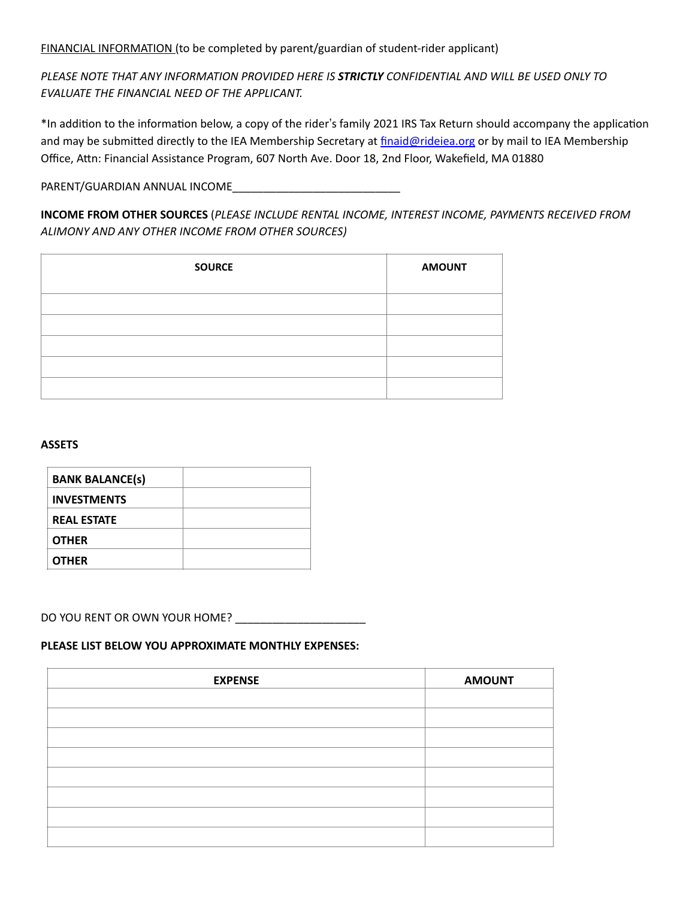FINANCIAL INFORMATION (to be completed by parent/guardian of student-rider applicant)

*PLEASE NOTE THAT ANY INFORMATION PROVIDED HERE IS **STRICTLY** CONFIDENTIAL AND WILL BE USED ONLY TO EVALUATE THE FINANCIAL NEED OF THE APPLICANT.*

*In addition to the information below, a copy of the rider's family 2021 IRS Tax Return should accompany the application and may be submitted directly to the IEA Membership Secretary at finaid@rideiea.org or by mail to IEA Membership Office, Attn: Financial Assistance Program, 607 North Ave. Door 18, 2nd Floor, Wakefield, MA 01880

PARENT/GUARDIAN ANNUAL INCOME____________________________

**INCOME FROM OTHER SOURCES** (*PLEASE INCLUDE RENTAL INCOME, INTEREST INCOME, PAYMENTS RECEIVED FROM ALIMONY AND ANY OTHER INCOME FROM OTHER SOURCES)*

| SOURCE | AMOUNT |
|---|---|
| | |
| | |
| | |
| | |
| | |

**ASSETS**

| | |
|---|---|
| **BANK BALANCE(s)** | |
| **INVESTMENTS** | |
| **REAL ESTATE** | |
| **OTHER** | |
| **OTHER** | |

DO YOU RENT OR OWN YOUR HOME? ______________________

**PLEASE LIST BELOW YOU APPROXIMATE MONTHLY EXPENSES:**

| EXPENSE | AMOUNT |
|---|---|
| | |
| | |
| | |
| | |
| | |
| | |
| | |
| | |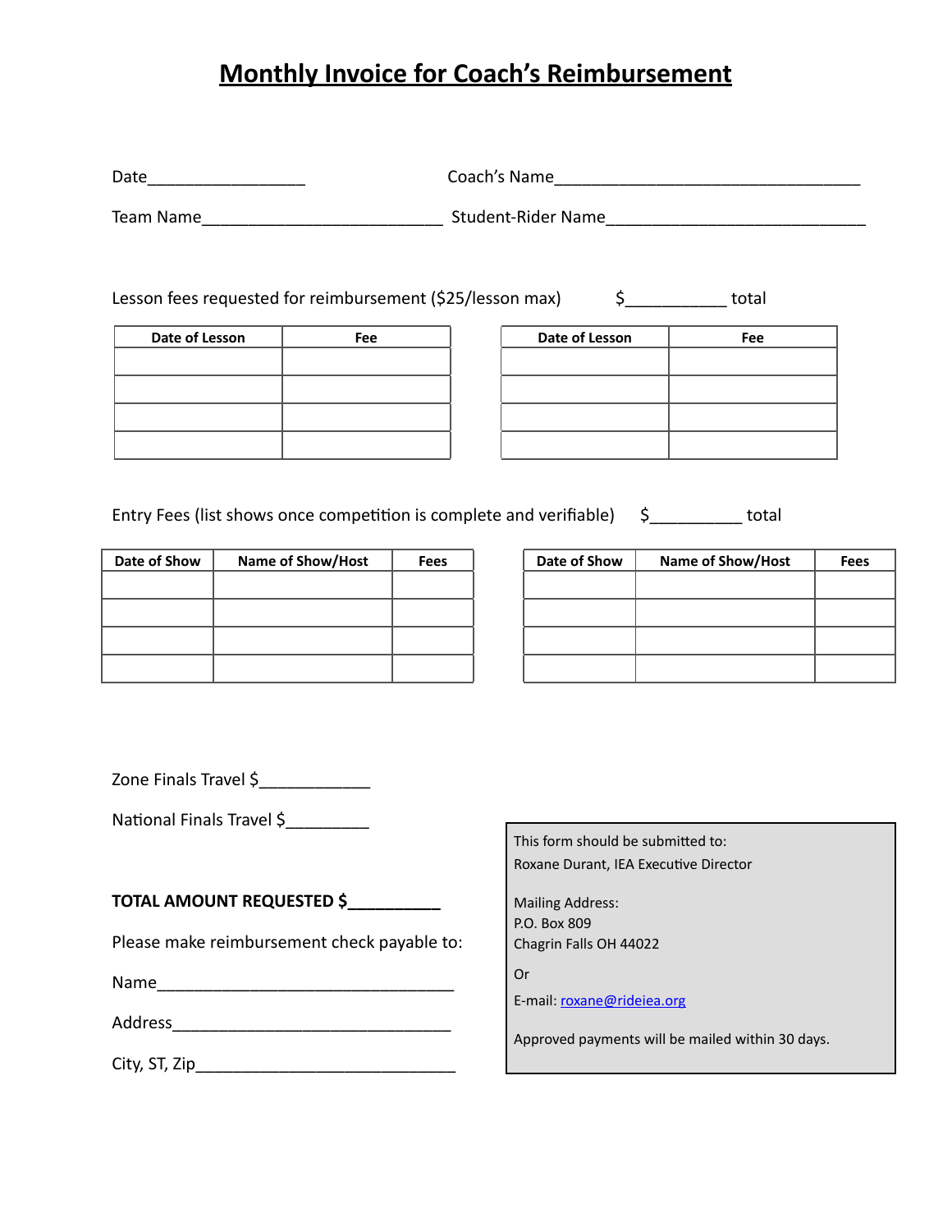# Monthly Invoice for Coach's Reimbursement

Date_________________ Coach's Name__________________________________

Team Name__________________________ Student-Rider Name____________________________

Lesson fees requested for reimbursement ($25/lesson max) $___________ total

| Date of Lesson | Fee |
|---|---|
| | |
| | |
| | |
| | |

| Date of Lesson | Fee |
|---|---|
| | |
| | |
| | |
| | |

Entry Fees (list shows once competition is complete and verifiable) $__________ total

| Date of Show | Name of Show/Host | Fees |
|---|---|---|
| | | |
| | | |
| | | |
| | | |

| Date of Show | Name of Show/Host | Fees |
|---|---|---|
| | | |
| | | |
| | | |
| | | |

Zone Finals Travel $____________

National Finals Travel $_________

**TOTAL AMOUNT REQUESTED $__________**

Please make reimbursement check payable to:

Name_________________________________

Address_______________________________

City, ST, Zip_____________________________

This form should be submitted to:
Roxane Durant, IEA Executive Director

Mailing Address:
P.O. Box 809
Chagrin Falls OH 44022

Or

E-mail: roxane@rideiea.org

Approved payments will be mailed within 30 days.